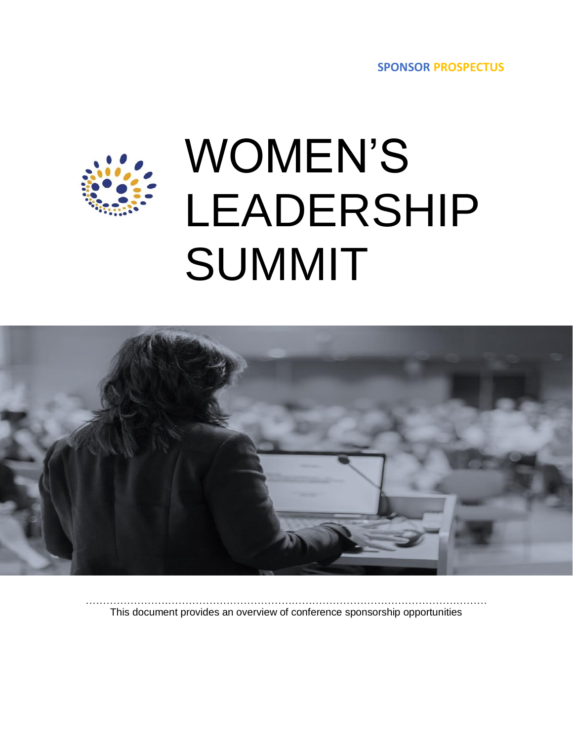**SPONSOR PROSPECTUS**

# WOMEN'S LEADERSHIP SUMMIT

This document provides an overview of conference sponsorship opportunities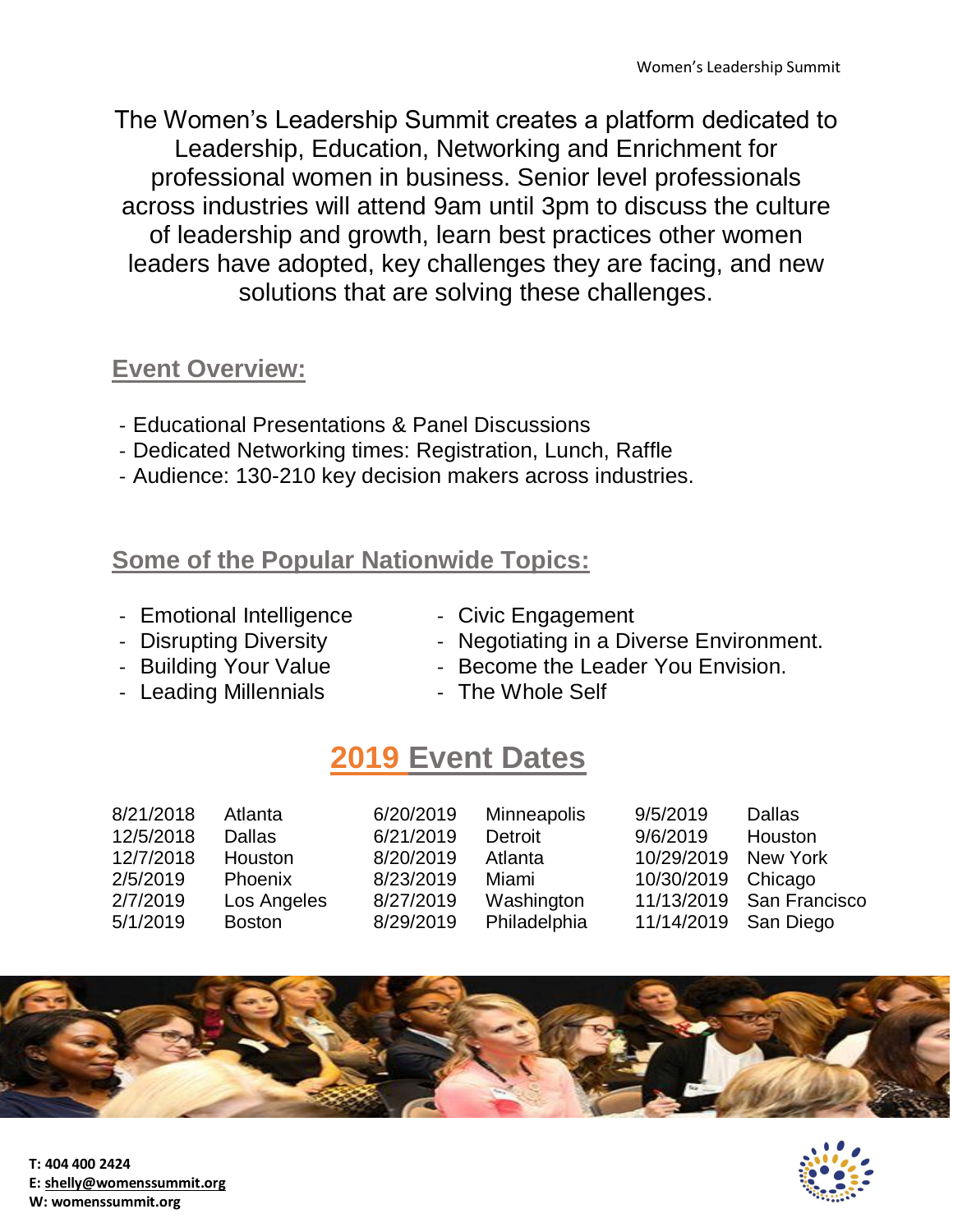The Women's Leadership Summit creates a platform dedicated to Leadership, Education, Networking and Enrichment for professional women in business. Senior level professionals across industries will attend 9am until 3pm to discuss the culture of leadership and growth, learn best practices other women leaders have adopted, key challenges they are facing, and new solutions that are solving these challenges.

## Event Overview:

- Educational Presentations & Panel Discussions
- Dedicated Networking times: Registration, Lunch, Raffle
- Audience: 130-210 key decision makers across industries.

## Some of the Popular Nationwide Topics:

- Emotional Intelligence
- Disrupting Diversity
- Building Your Value
- Leading Millennials
- Civic Engagement
- Negotiating in a Diverse Environment.
- Become the Leader You Envision.
- The Whole Self

## 2019 Event Dates

| | | | | | |
|---|---|---|---|---|---|
| 8/21/2018 | Atlanta | 6/20/2019 | Minneapolis | 9/5/2019 | Dallas |
| 12/5/2018 | Dallas | 6/21/2019 | Detroit | 9/6/2019 | Houston |
| 12/7/2018 | Houston | 8/20/2019 | Atlanta | 10/29/2019 | New York |
| 2/5/2019 | Phoenix | 8/23/2019 | Miami | 10/30/2019 | Chicago |
| 2/7/2019 | Los Angeles | 8/27/2019 | Washington | 11/13/2019 | San Francisco |
| 5/1/2019 | Boston | 8/29/2019 | Philadelphia | 11/14/2019 | San Diego |

**T: 404 400 2424**
**E: shelly@womenssummit.org**
**W: womenssummit.org**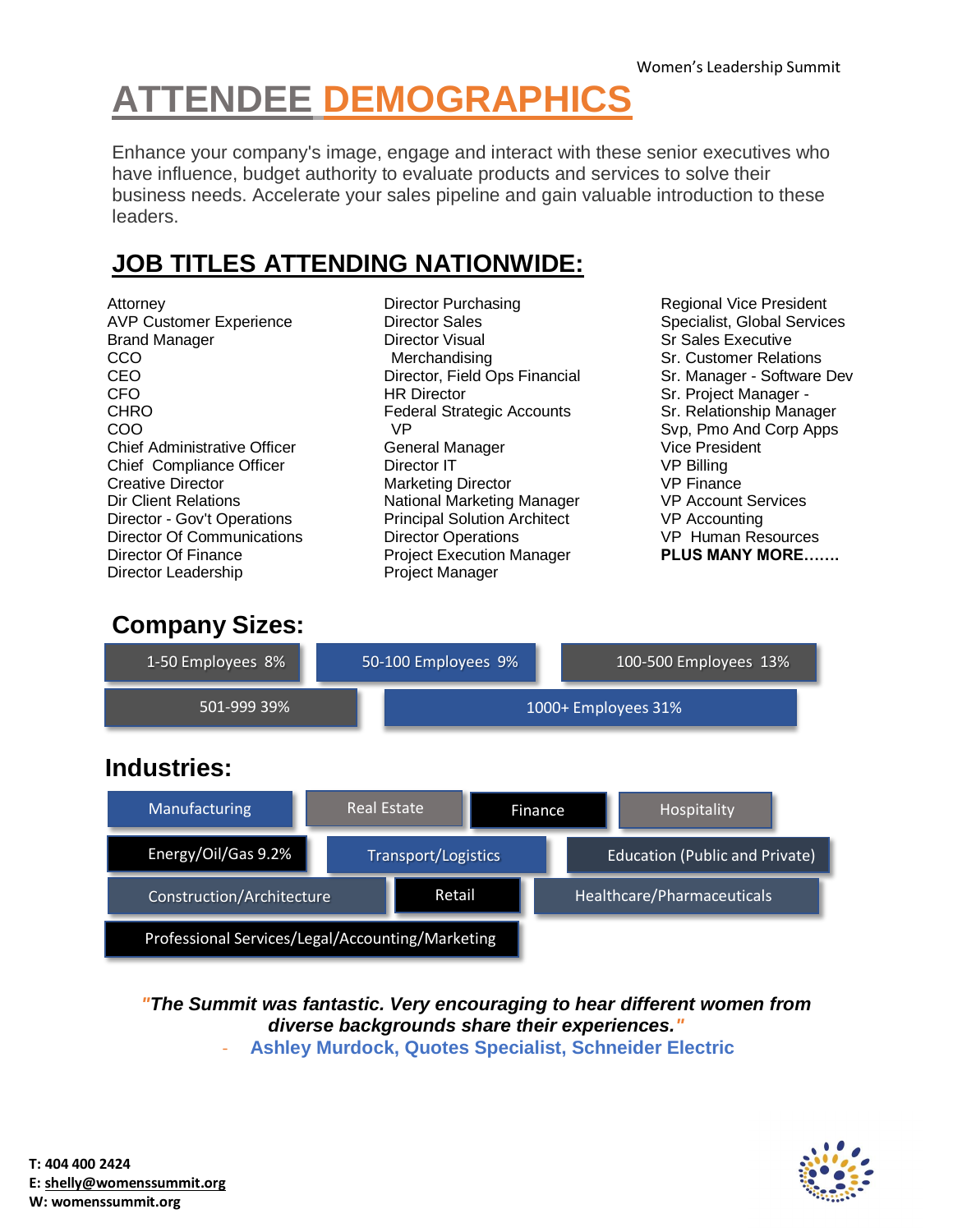# ATTENDEE DEMOGRAPHICS

Enhance your company's image, engage and interact with these senior executives who have influence, budget authority to evaluate products and services to solve their business needs. Accelerate your sales pipeline and gain valuable introduction to these leaders.

## JOB TITLES ATTENDING NATIONWIDE:

Attorney
AVP Customer Experience
Brand Manager
CCO
CEO
CFO
CHRO
COO
Chief Administrative Officer
Chief Compliance Officer
Creative Director
Dir Client Relations
Director - Gov't Operations
Director Of Communications
Director Of Finance
Director Leadership
Director Purchasing
Director Sales
Director Visual Merchandising
Director, Field Ops Financial
HR Director
Federal Strategic Accounts VP
General Manager
Director IT
Marketing Director
National Marketing Manager
Principal Solution Architect
Director Operations
Project Execution Manager
Project Manager
Regional Vice President
Specialist, Global Services
Sr Sales Executive
Sr. Customer Relations
Sr. Manager - Software Dev
Sr. Project Manager -
Sr. Relationship Manager
Svp, Pmo And Corp Apps
Vice President
VP Billing
VP Finance
VP Account Services
VP Accounting
VP Human Resources
**PLUS MANY MORE…….**

## Company Sizes:

1-50 Employees 8%
50-100 Employees 9%
100-500 Employees 13%
501-999 39%
1000+ Employees 31%

## Industries:

Manufacturing
Real Estate
Finance
Hospitality
Energy/Oil/Gas 9.2%
Transport/Logistics
Education (Public and Private)
Construction/Architecture
Retail
Healthcare/Pharmaceuticals
Professional Services/Legal/Accounting/Marketing

***"The Summit was fantastic. Very encouraging to hear different women from diverse backgrounds share their experiences."***

- **Ashley Murdock, Quotes Specialist, Schneider Electric**

**T: 404 400 2424**
**E: shelly@womenssummit.org**
**W: womenssummit.org**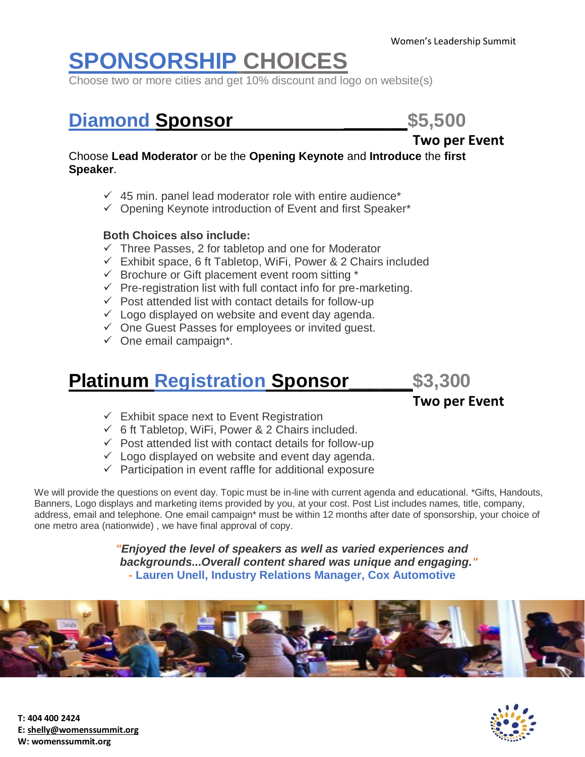# SPONSORSHIP CHOICES

Choose two or more cities and get 10% discount and logo on website(s)

## Diamond Sponsor $5,500

**Two per Event**

Choose **Lead Moderator** or be the **Opening Keynote** and **Introduce** the **first Speaker**.

- ✓ 45 min. panel lead moderator role with entire audience*
- ✓ Opening Keynote introduction of Event and first Speaker*

**Both Choices also include:**

- ✓ Three Passes, 2 for tabletop and one for Moderator
- ✓ Exhibit space, 6 ft Tabletop, WiFi, Power & 2 Chairs included
- ✓ Brochure or Gift placement event room sitting *
- ✓ Pre-registration list with full contact info for pre-marketing.
- ✓ Post attended list with contact details for follow-up
- ✓ Logo displayed on website and event day agenda.
- ✓ One Guest Passes for employees or invited guest.
- ✓ One email campaign*.

## Platinum Registration Sponsor $3,300

**Two per Event**

- ✓ Exhibit space next to Event Registration
- ✓ 6 ft Tabletop, WiFi, Power & 2 Chairs included.
- ✓ Post attended list with contact details for follow-up
- ✓ Logo displayed on website and event day agenda.
- ✓ Participation in event raffle for additional exposure

We will provide the questions on event day. Topic must be in-line with current agenda and educational. *Gifts, Handouts, Banners, Logo displays and marketing items provided by you, at your cost. Post List includes names, title, company, address, email and telephone. One email campaign* must be within 12 months after date of sponsorship, your choice of one metro area (nationwide) , we have final approval of copy.

***"Enjoyed the level of speakers as well as varied experiences and backgrounds...Overall content shared was unique and engaging."***
**- Lauren Unell, Industry Relations Manager, Cox Automotive**

**T: 404 400 2424**
**E: shelly@womenssummit.org**
**W: womenssummit.org**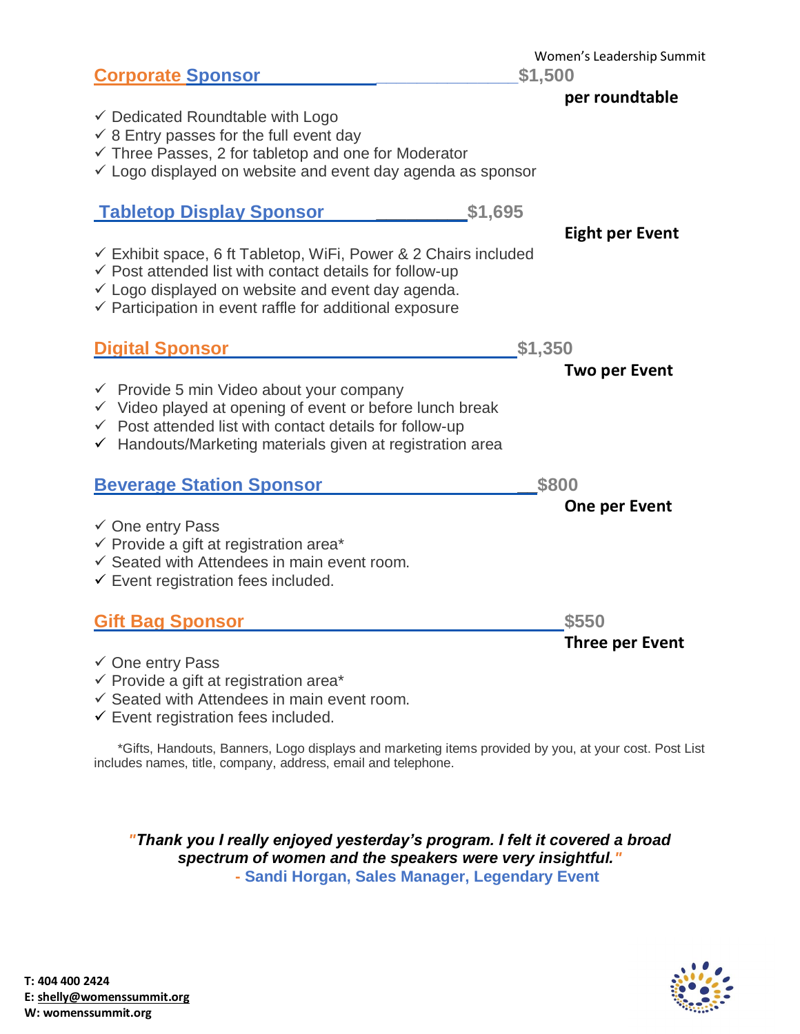## Corporate Sponsor $1,500

**per roundtable**

- ✓ Dedicated Roundtable with Logo
- ✓ 8 Entry passes for the full event day
- ✓ Three Passes, 2 for tabletop and one for Moderator
- ✓ Logo displayed on website and event day agenda as sponsor

## Tabletop Display Sponsor $1,695

**Eight per Event**

- ✓ Exhibit space, 6 ft Tabletop, WiFi, Power & 2 Chairs included
- ✓ Post attended list with contact details for follow-up
- ✓ Logo displayed on website and event day agenda.
- ✓ Participation in event raffle for additional exposure

## Digital Sponsor $1,350

**Two per Event**

- ✓ Provide 5 min Video about your company
- ✓ Video played at opening of event or before lunch break
- ✓ Post attended list with contact details for follow-up
- ✓ Handouts/Marketing materials given at registration area

## Beverage Station Sponsor $800

**One per Event**

- ✓ One entry Pass
- ✓ Provide a gift at registration area*
- ✓ Seated with Attendees in main event room.
- ✓ Event registration fees included.

## Gift Bag Sponsor $550

**Three per Event**

- ✓ One entry Pass
- ✓ Provide a gift at registration area*
- ✓ Seated with Attendees in main event room.
- ✓ Event registration fees included.

*Gifts, Handouts, Banners, Logo displays and marketing items provided by you, at your cost. Post List includes names, title, company, address, email and telephone.

***"Thank you I really enjoyed yesterday's program. I felt it covered a broad spectrum of women and the speakers were very insightful."***

**- Sandi Horgan, Sales Manager, Legendary Event**

**T: 404 400 2424**
**E: shelly@womenssummit.org**
**W: womenssummit.org**